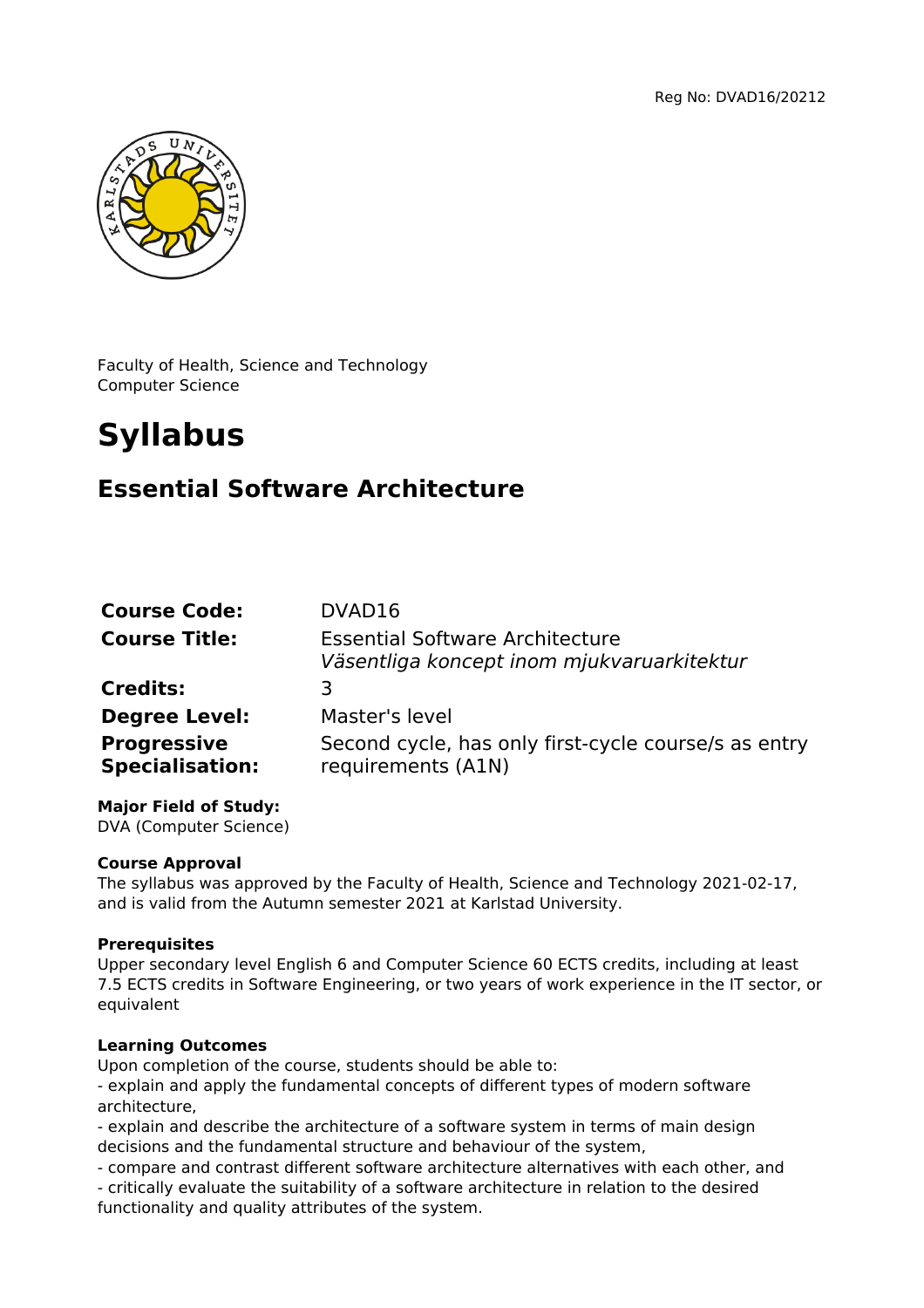Reg No: DVAD16/20212

Faculty of Health, Science and Technology
Computer Science

# Syllabus

## Essential Software Architecture

| | |
|---|---|
| **Course Code:** | DVAD16 |
| **Course Title:** | Essential Software Architecture<br>*Väsentliga koncept inom mjukvaruarkitektur* |
| **Credits:** | 3 |
| **Degree Level:** | Master's level |
| **Progressive Specialisation:** | Second cycle, has only first-cycle course/s as entry requirements (A1N) |

**Major Field of Study:**
DVA (Computer Science)

**Course Approval**
The syllabus was approved by the Faculty of Health, Science and Technology 2021-02-17, and is valid from the Autumn semester 2021 at Karlstad University.

**Prerequisites**
Upper secondary level English 6 and Computer Science 60 ECTS credits, including at least 7.5 ECTS credits in Software Engineering, or two years of work experience in the IT sector, or equivalent

**Learning Outcomes**
Upon completion of the course, students should be able to:
- explain and apply the fundamental concepts of different types of modern software architecture,
- explain and describe the architecture of a software system in terms of main design decisions and the fundamental structure and behaviour of the system,
- compare and contrast different software architecture alternatives with each other, and
- critically evaluate the suitability of a software architecture in relation to the desired functionality and quality attributes of the system.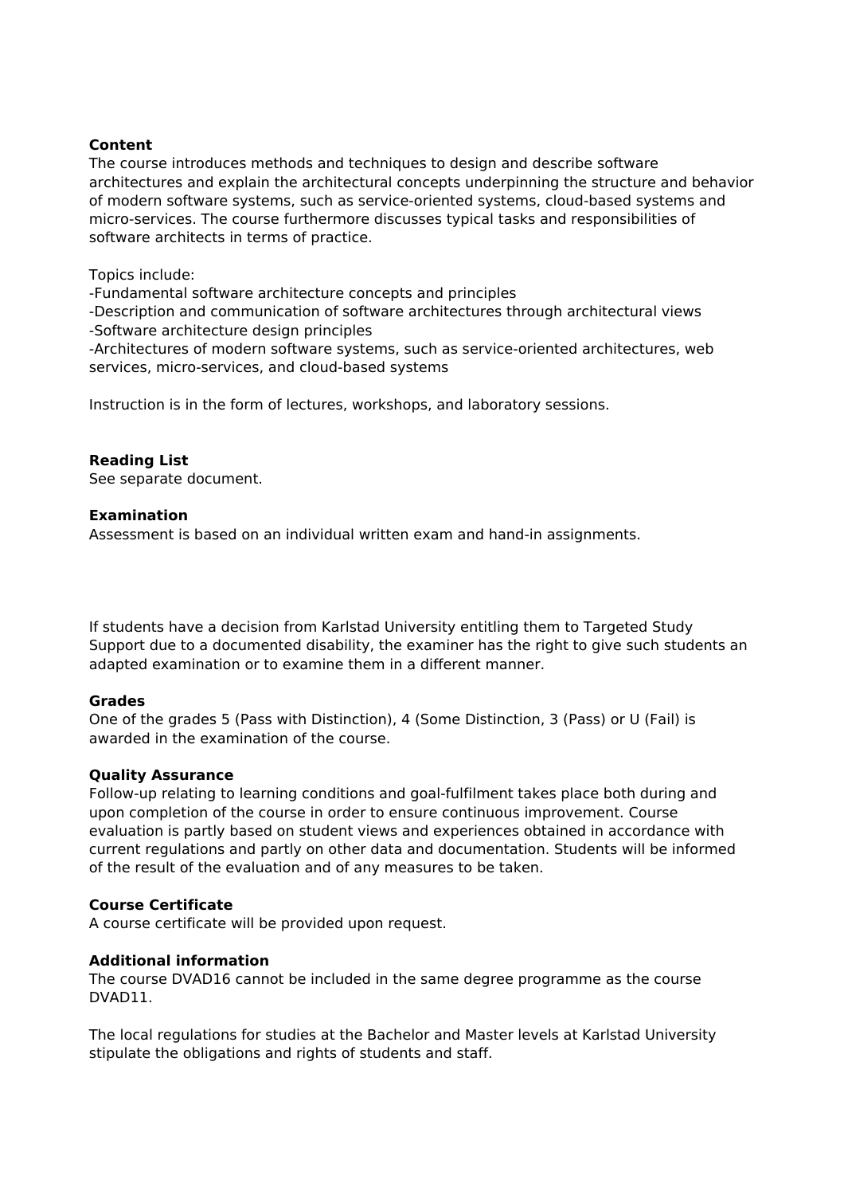**Content**

The course introduces methods and techniques to design and describe software architectures and explain the architectural concepts underpinning the structure and behavior of modern software systems, such as service-oriented systems, cloud-based systems and micro-services. The course furthermore discusses typical tasks and responsibilities of software architects in terms of practice.

Topics include:
-Fundamental software architecture concepts and principles
-Description and communication of software architectures through architectural views
-Software architecture design principles
-Architectures of modern software systems, such as service-oriented architectures, web services, micro-services, and cloud-based systems

Instruction is in the form of lectures, workshops, and laboratory sessions.

**Reading List**

See separate document.

**Examination**

Assessment is based on an individual written exam and hand-in assignments.

If students have a decision from Karlstad University entitling them to Targeted Study Support due to a documented disability, the examiner has the right to give such students an adapted examination or to examine them in a different manner.

**Grades**

One of the grades 5 (Pass with Distinction), 4 (Some Distinction, 3 (Pass) or U (Fail) is awarded in the examination of the course.

**Quality Assurance**

Follow-up relating to learning conditions and goal-fulfilment takes place both during and upon completion of the course in order to ensure continuous improvement. Course evaluation is partly based on student views and experiences obtained in accordance with current regulations and partly on other data and documentation. Students will be informed of the result of the evaluation and of any measures to be taken.

**Course Certificate**

A course certificate will be provided upon request.

**Additional information**

The course DVAD16 cannot be included in the same degree programme as the course DVAD11.

The local regulations for studies at the Bachelor and Master levels at Karlstad University stipulate the obligations and rights of students and staff.